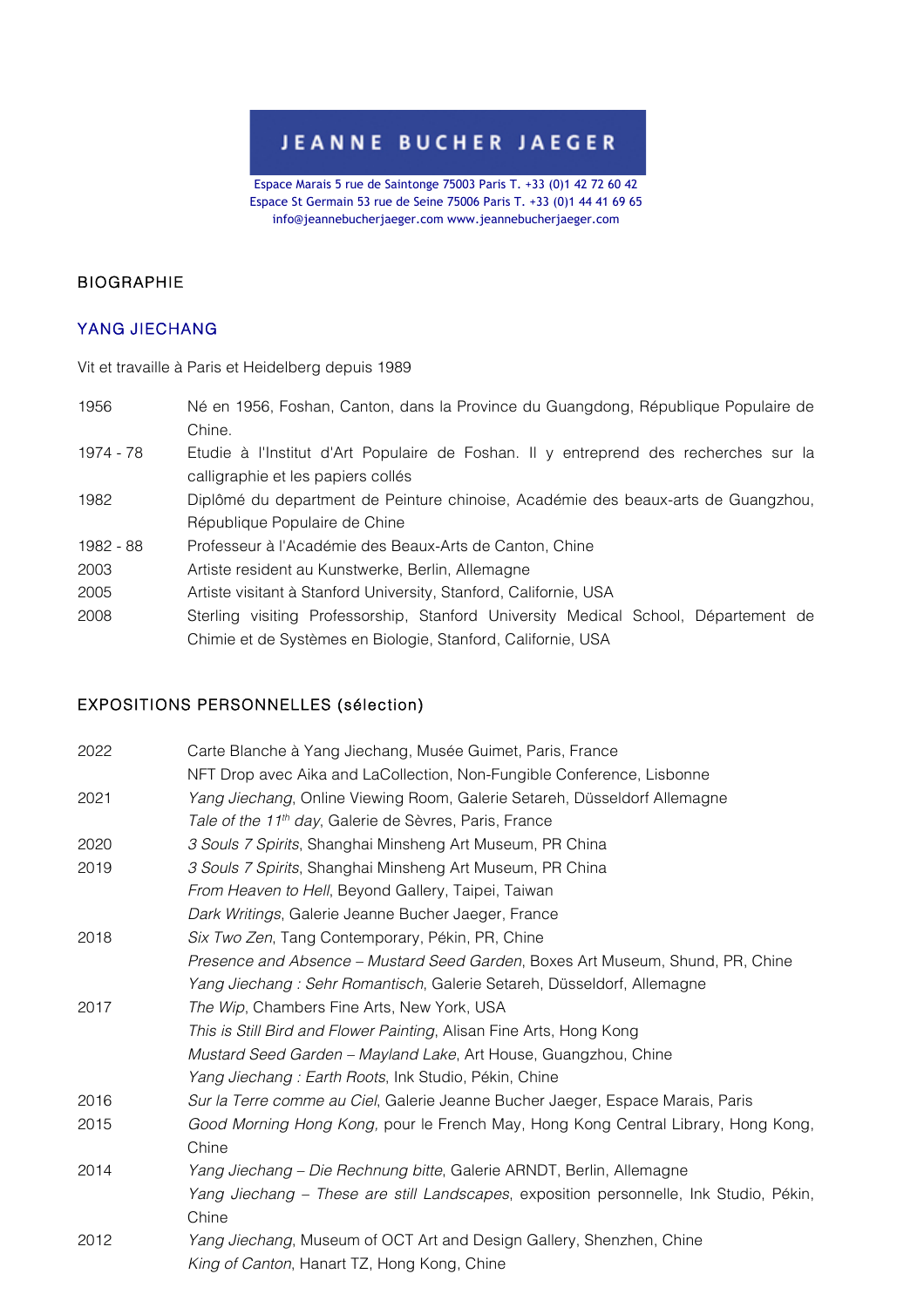**JEANNE BUCHER JAEGER**

Espace Marais 5 rue de Saintonge 75003 Paris T. +33 (0)1 42 72 60 42
Espace St Germain 53 rue de Seine 75006 Paris T. +33 (0)1 44 41 69 65
info@jeannebucherjaeger.com www.jeannebucherjaeger.com

## BIOGRAPHIE

## YANG JIECHANG

Vit et travaille à Paris et Heidelberg depuis 1989

| | |
|---|---|
| 1956 | Né en 1956, Foshan, Canton, dans la Province du Guangdong, République Populaire de Chine. |
| 1974 - 78 | Etudie à l'Institut d'Art Populaire de Foshan. Il y entreprend des recherches sur la calligraphie et les papiers collés |
| 1982 | Diplômé du department de Peinture chinoise, Académie des beaux-arts de Guangzhou, République Populaire de Chine |
| 1982 - 88 | Professeur à l'Académie des Beaux-Arts de Canton, Chine |
| 2003 | Artiste resident au Kunstwerke, Berlin, Allemagne |
| 2005 | Artiste visitant à Stanford University, Stanford, Californie, USA |
| 2008 | Sterling visiting Professorship, Stanford University Medical School, Département de Chimie et de Systèmes en Biologie, Stanford, Californie, USA |

## EXPOSITIONS PERSONNELLES (sélection)

| | |
|---|---|
| 2022 | Carte Blanche à Yang Jiechang, Musée Guimet, Paris, France |
| | NFT Drop avec Aika and LaCollection, Non-Fungible Conference, Lisbonne |
| 2021 | *Yang Jiechang*, Online Viewing Room, Galerie Setareh, Düsseldorf Allemagne |
| | *Tale of the 11th day*, Galerie de Sèvres, Paris, France |
| 2020 | *3 Souls 7 Spirits*, Shanghai Minsheng Art Museum, PR China |
| 2019 | *3 Souls 7 Spirits*, Shanghai Minsheng Art Museum, PR China |
| | *From Heaven to Hell*, Beyond Gallery, Taipei, Taiwan |
| | *Dark Writings*, Galerie Jeanne Bucher Jaeger, France |
| 2018 | *Six Two Zen*, Tang Contemporary, Pékin, PR, Chine |
| | *Presence and Absence – Mustard Seed Garden*, Boxes Art Museum, Shund, PR, Chine |
| | *Yang Jiechang : Sehr Romantisch*, Galerie Setareh, Düsseldorf, Allemagne |
| 2017 | *The Wip*, Chambers Fine Arts, New York, USA |
| | *This is Still Bird and Flower Painting*, Alisan Fine Arts, Hong Kong |
| | *Mustard Seed Garden – Mayland Lake*, Art House, Guangzhou, Chine |
| | *Yang Jiechang : Earth Roots*, Ink Studio, Pékin, Chine |
| 2016 | *Sur la Terre comme au Ciel*, Galerie Jeanne Bucher Jaeger, Espace Marais, Paris |
| 2015 | *Good Morning Hong Kong,* pour le French May, Hong Kong Central Library, Hong Kong, Chine |
| 2014 | *Yang Jiechang – Die Rechnung bitte*, Galerie ARNDT, Berlin, Allemagne |
| | *Yang Jiechang – These are still Landscapes*, exposition personnelle, Ink Studio, Pékin, Chine |
| 2012 | *Yang Jiechang*, Museum of OCT Art and Design Gallery, Shenzhen, Chine |
| | *King of Canton*, Hanart TZ, Hong Kong, Chine |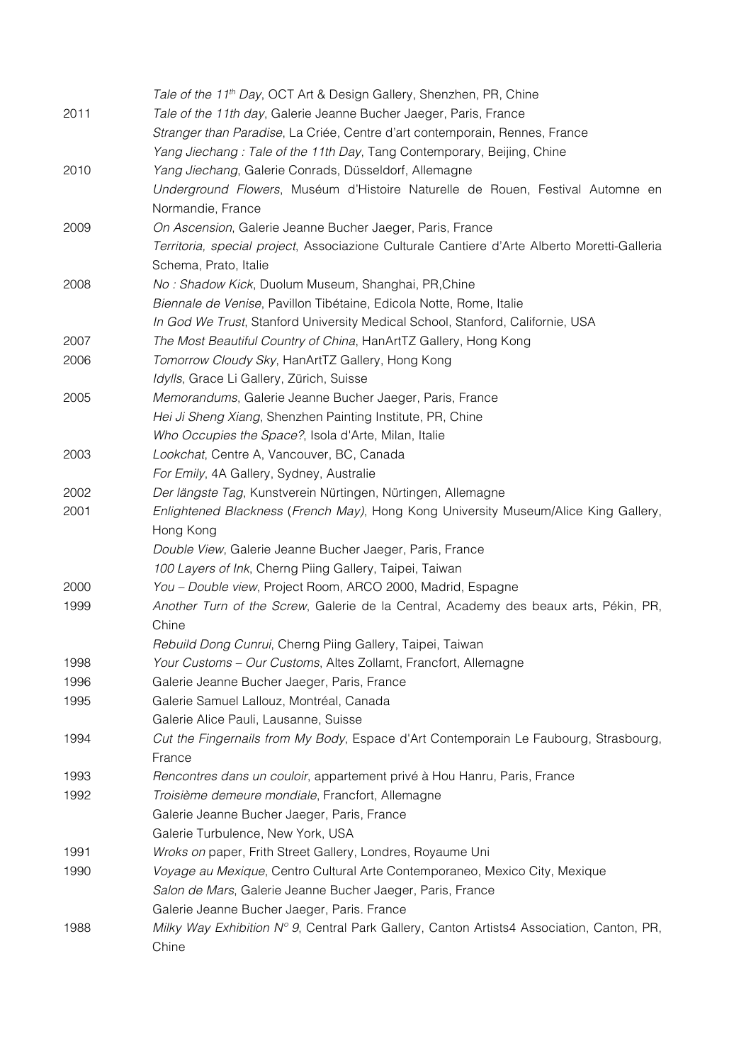| | |
|---|---|
| | *Tale of the 11th Day*, OCT Art & Design Gallery, Shenzhen, PR, Chine |
| 2011 | *Tale of the 11th day*, Galerie Jeanne Bucher Jaeger, Paris, France |
| | *Stranger than Paradise*, La Criée, Centre d'art contemporain, Rennes, France |
| | *Yang Jiechang : Tale of the 11th Day*, Tang Contemporary, Beijing, Chine |
| 2010 | *Yang Jiechang*, Galerie Conrads, Düsseldorf, Allemagne |
| | *Underground Flowers*, Muséum d'Histoire Naturelle de Rouen, Festival Automne en Normandie, France |
| 2009 | *On Ascension*, Galerie Jeanne Bucher Jaeger, Paris, France |
| | *Territoria, special project*, Associazione Culturale Cantiere d'Arte Alberto Moretti-Galleria Schema, Prato, Italie |
| 2008 | *No : Shadow Kick*, Duolum Museum, Shanghai, PR,Chine |
| | *Biennale de Venise*, Pavillon Tibétaine, Edicola Notte, Rome, Italie |
| | *In God We Trust*, Stanford University Medical School, Stanford, Californie, USA |
| 2007 | *The Most Beautiful Country of China*, HanArtTZ Gallery, Hong Kong |
| 2006 | *Tomorrow Cloudy Sky*, HanArtTZ Gallery, Hong Kong |
| | *Idylls*, Grace Li Gallery, Zürich, Suisse |
| 2005 | *Memorandums*, Galerie Jeanne Bucher Jaeger, Paris, France |
| | *Hei Ji Sheng Xiang*, Shenzhen Painting Institute, PR, Chine |
| | *Who Occupies the Space?*, Isola d'Arte, Milan, Italie |
| 2003 | *Lookchat*, Centre A, Vancouver, BC, Canada |
| | *For Emily*, 4A Gallery, Sydney, Australie |
| 2002 | *Der längste Tag*, Kunstverein Nürtingen, Nürtingen, Allemagne |
| 2001 | *Enlightened Blackness* (*French May)*, Hong Kong University Museum/Alice King Gallery, Hong Kong |
| | *Double View*, Galerie Jeanne Bucher Jaeger, Paris, France |
| | *100 Layers of Ink*, Cherng Piing Gallery, Taipei, Taiwan |
| 2000 | *You – Double view*, Project Room, ARCO 2000, Madrid, Espagne |
| 1999 | *Another Turn of the Screw*, Galerie de la Central, Academy des beaux arts, Pékin, PR, Chine |
| | *Rebuild Dong Cunrui*, Cherng Piing Gallery, Taipei, Taiwan |
| 1998 | *Your Customs – Our Customs*, Altes Zollamt, Francfort, Allemagne |
| 1996 | Galerie Jeanne Bucher Jaeger, Paris, France |
| 1995 | Galerie Samuel Lallouz, Montréal, Canada |
| | Galerie Alice Pauli, Lausanne, Suisse |
| 1994 | *Cut the Fingernails from My Body*, Espace d'Art Contemporain Le Faubourg, Strasbourg, France |
| 1993 | *Rencontres dans un couloir*, appartement privé à Hou Hanru, Paris, France |
| 1992 | *Troisième demeure mondiale*, Francfort, Allemagne |
| | Galerie Jeanne Bucher Jaeger, Paris, France |
| | Galerie Turbulence, New York, USA |
| 1991 | *Wroks on* paper, Frith Street Gallery, Londres, Royaume Uni |
| 1990 | *Voyage au Mexique*, Centro Cultural Arte Contemporaneo, Mexico City, Mexique |
| | *Salon de Mars*, Galerie Jeanne Bucher Jaeger, Paris, France |
| | Galerie Jeanne Bucher Jaeger, Paris. France |
| 1988 | *Milky Way Exhibition N° 9*, Central Park Gallery, Canton Artists4 Association, Canton, PR, Chine |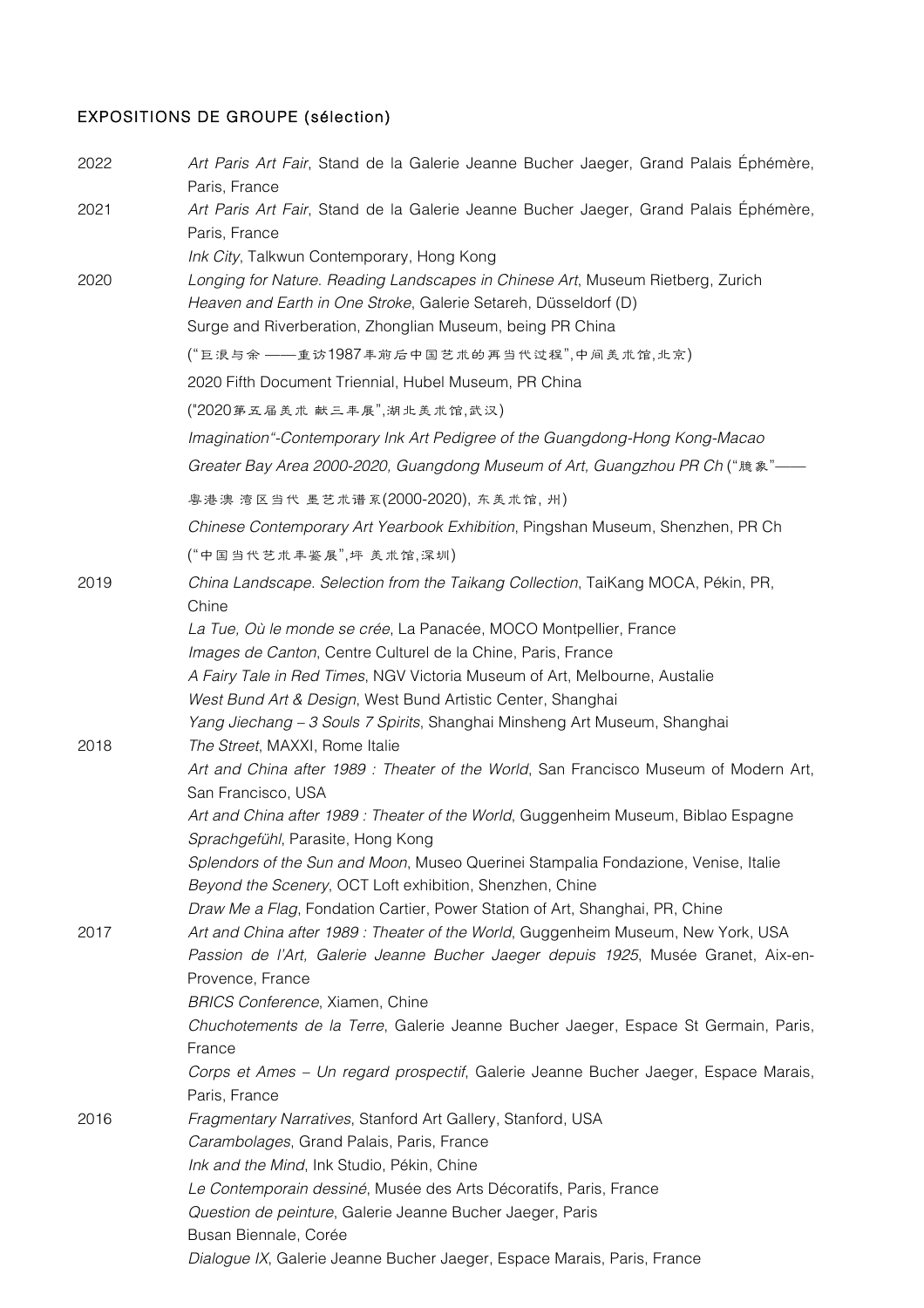### EXPOSITIONS DE GROUPE (sélection)

2022
*Art Paris Art Fair*, Stand de la Galerie Jeanne Bucher Jaeger, Grand Palais Éphémère, Paris, France

2021
*Art Paris Art Fair*, Stand de la Galerie Jeanne Bucher Jaeger, Grand Palais Éphémère, Paris, France
*Ink City*, Talkwun Contemporary, Hong Kong

2020
*Longing for Nature. Reading Landscapes in Chinese Art*, Museum Rietberg, Zurich
*Heaven and Earth in One Stroke*, Galerie Setareh, Düsseldorf (D)
Surge and Riverberation, Zhonglian Museum, being PR China
("巨浪与余 ——重访1987年前后中国艺术的再当代过程",中间美术馆,北京)
2020 Fifth Document Triennial, Hubel Museum, PR China
("2020第五届美术 献三年展",湖北美术馆,武汉)
*Imagination"-Contemporary Ink Art Pedigree of the Guangdong-Hong Kong-Macao Greater Bay Area 2000-2020, Guangdong Museum of Art, Guangzhou PR Ch* ("臆象"——粤港澳 湾区当代 墨艺术谱系(2000-2020), 东美术馆, 州)
*Chinese Contemporary Art Yearbook Exhibition*, Pingshan Museum, Shenzhen, PR Ch
("中国当代艺术年鉴展",坪 美术馆,深圳)

2019
*China Landscape. Selection from the Taikang Collection*, TaiKang MOCA, Pékin, PR, Chine
*La Tue, Où le monde se crée*, La Panacée, MOCO Montpellier, France
*Images de Canton*, Centre Culturel de la Chine, Paris, France
*A Fairy Tale in Red Times*, NGV Victoria Museum of Art, Melbourne, Austalie
*West Bund Art & Design*, West Bund Artistic Center, Shanghai
*Yang Jiechang – 3 Souls 7 Spirits*, Shanghai Minsheng Art Museum, Shanghai

2018
*The Street*, MAXXI, Rome Italie
*Art and China after 1989 : Theater of the World*, San Francisco Museum of Modern Art, San Francisco, USA
*Art and China after 1989 : Theater of the World*, Guggenheim Museum, Biblao Espagne
*Sprachgefühl*, Parasite, Hong Kong
*Splendors of the Sun and Moon*, Museo Querinei Stampalia Fondazione, Venise, Italie
*Beyond the Scenery*, OCT Loft exhibition, Shenzhen, Chine
*Draw Me a Flag*, Fondation Cartier, Power Station of Art, Shanghai, PR, Chine

2017
*Art and China after 1989 : Theater of the World*, Guggenheim Museum, New York, USA
*Passion de l'Art, Galerie Jeanne Bucher Jaeger depuis 1925*, Musée Granet, Aix-en-Provence, France
*BRICS Conference*, Xiamen, Chine
*Chuchotements de la Terre*, Galerie Jeanne Bucher Jaeger, Espace St Germain, Paris, France
*Corps et Ames – Un regard prospectif*, Galerie Jeanne Bucher Jaeger, Espace Marais, Paris, France

2016
*Fragmentary Narratives*, Stanford Art Gallery, Stanford, USA
*Carambolages*, Grand Palais, Paris, France
*Ink and the Mind*, Ink Studio, Pékin, Chine
*Le Contemporain dessiné*, Musée des Arts Décoratifs, Paris, France
*Question de peinture*, Galerie Jeanne Bucher Jaeger, Paris
Busan Biennale, Corée
*Dialogue IX*, Galerie Jeanne Bucher Jaeger, Espace Marais, Paris, France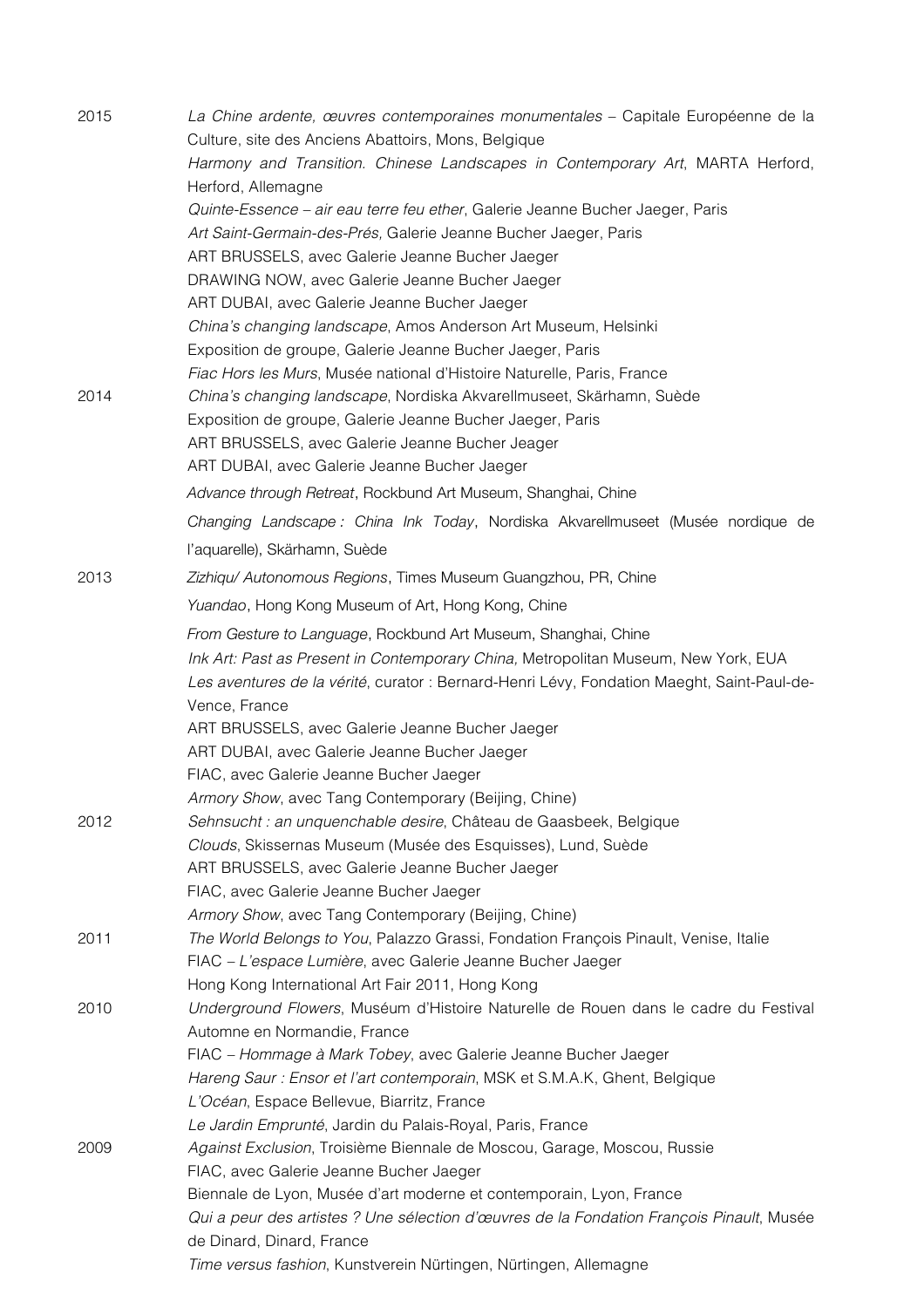2015 *La Chine ardente, œuvres contemporaines monumentales* – Capitale Européenne de la Culture, site des Anciens Abattoirs, Mons, Belgique
*Harmony and Transition. Chinese Landscapes in Contemporary Art*, MARTA Herford, Herford, Allemagne
*Quinte-Essence – air eau terre feu ether*, Galerie Jeanne Bucher Jaeger, Paris
*Art Saint-Germain-des-Prés,* Galerie Jeanne Bucher Jaeger, Paris
ART BRUSSELS, avec Galerie Jeanne Bucher Jaeger
DRAWING NOW, avec Galerie Jeanne Bucher Jaeger
ART DUBAI, avec Galerie Jeanne Bucher Jaeger
*China's changing landscape*, Amos Anderson Art Museum, Helsinki
Exposition de groupe, Galerie Jeanne Bucher Jaeger, Paris
*Fiac Hors les Murs*, Musée national d'Histoire Naturelle, Paris, France

2014 *China's changing landscape*, Nordiska Akvarellmuseet, Skärhamn, Suède
Exposition de groupe, Galerie Jeanne Bucher Jaeger, Paris
ART BRUSSELS, avec Galerie Jeanne Bucher Jeager
ART DUBAI, avec Galerie Jeanne Bucher Jaeger
*Advance through Retreat*, Rockbund Art Museum, Shanghai, Chine
*Changing Landscape : China Ink Today*, Nordiska Akvarellmuseet (Musée nordique de l'aquarelle), Skärhamn, Suède

2013 *Zizhiqu/ Autonomous Regions*, Times Museum Guangzhou, PR, Chine
*Yuandao*, Hong Kong Museum of Art, Hong Kong, Chine
*From Gesture to Language*, Rockbund Art Museum, Shanghai, Chine
*Ink Art: Past as Present in Contemporary China,* Metropolitan Museum, New York, EUA
*Les aventures de la vérité*, curator : Bernard-Henri Lévy, Fondation Maeght, Saint-Paul-de-Vence, France
ART BRUSSELS, avec Galerie Jeanne Bucher Jaeger
ART DUBAI, avec Galerie Jeanne Bucher Jaeger
FIAC, avec Galerie Jeanne Bucher Jaeger
*Armory Show*, avec Tang Contemporary (Beijing, Chine)

2012 *Sehnsucht : an unquenchable desire*, Château de Gaasbeek, Belgique
*Clouds*, Skissernas Museum (Musée des Esquisses), Lund, Suède
ART BRUSSELS, avec Galerie Jeanne Bucher Jaeger
FIAC, avec Galerie Jeanne Bucher Jaeger
*Armory Show*, avec Tang Contemporary (Beijing, Chine)

2011 *The World Belongs to You*, Palazzo Grassi, Fondation François Pinault, Venise, Italie
FIAC – *L'espace Lumière*, avec Galerie Jeanne Bucher Jaeger
Hong Kong International Art Fair 2011, Hong Kong

2010 *Underground Flowers*, Muséum d'Histoire Naturelle de Rouen dans le cadre du Festival Automne en Normandie, France
FIAC – *Hommage à Mark Tobey*, avec Galerie Jeanne Bucher Jaeger
*Hareng Saur : Ensor et l'art contemporain*, MSK et S.M.A.K, Ghent, Belgique
*L'Océan*, Espace Bellevue, Biarritz, France
*Le Jardin Emprunté*, Jardin du Palais-Royal, Paris, France

2009 *Against Exclusion*, Troisième Biennale de Moscou, Garage, Moscou, Russie
FIAC, avec Galerie Jeanne Bucher Jaeger
Biennale de Lyon, Musée d'art moderne et contemporain, Lyon, France
*Qui a peur des artistes ? Une sélection d'œuvres de la Fondation François Pinault*, Musée de Dinard, Dinard, France
*Time versus fashion*, Kunstverein Nürtingen, Nürtingen, Allemagne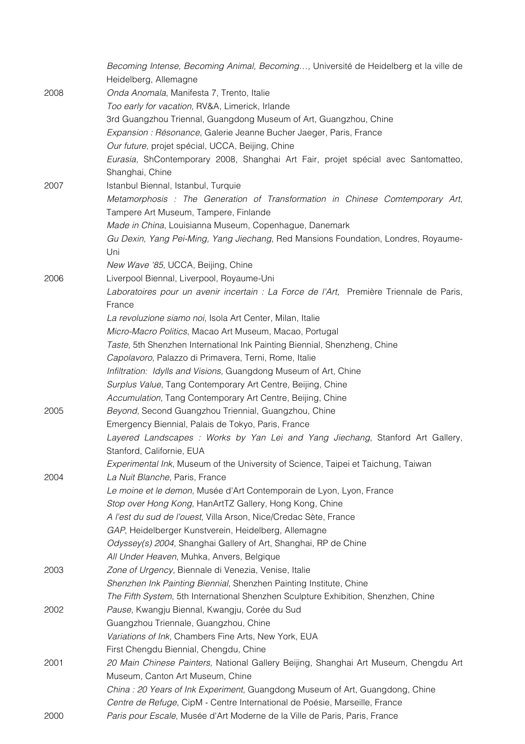*Becoming Intense, Becoming Animal, Becoming…,* Université de Heidelberg et la ville de Heidelberg, Allemagne

2008
*Onda Anomala*, Manifesta 7, Trento, Italie
*Too early for vacation*, RV&A, Limerick, Irlande
3rd Guangzhou Triennal, Guangdong Museum of Art, Guangzhou, Chine
*Expansion : Résonance*, Galerie Jeanne Bucher Jaeger, Paris, France
*Our future*, projet spécial, UCCA, Beijing, Chine
*Eurasia*, ShContemporary 2008, Shanghai Art Fair, projet spécial avec Santomatteo, Shanghai, Chine

2007
Istanbul Biennal, Istanbul, Turquie
*Metamorphosis : The Generation of Transformation in Chinese Comtemporary Art*, Tampere Art Museum, Tampere, Finlande
*Made in China*, Louisianna Museum, Copenhague, Danemark
*Gu Dexin, Yang Pei-Ming, Yang Jiechang*, Red Mansions Foundation, Londres, Royaume-Uni
*New Wave '85*, UCCA, Beijing, Chine

2006
Liverpool Biennal, Liverpool, Royaume-Uni
*Laboratoires pour un avenir incertain : La Force de l'Art,* Première Triennale de Paris, France
*La revoluzione siamo noi*, Isola Art Center, Milan, Italie
*Micro-Macro Politics*, Macao Art Museum, Macao, Portugal
*Taste*, 5th Shenzhen International Ink Painting Biennial, Shenzheng, Chine
*Capolavoro,* Palazzo di Primavera, Terni, Rome, Italie
*Infiltration: Idylls and Visions,* Guangdong Museum of Art, Chine
*Surplus Value*, Tang Contemporary Art Centre, Beijing, Chine
*Accumulation*, Tang Contemporary Art Centre, Beijing, Chine

2005
*Beyond*, Second Guangzhou Triennial, Guangzhou, Chine
Emergency Biennial, Palais de Tokyo, Paris, France
*Layered Landscapes : Works by Yan Lei and Yang Jiechang*, Stanford Art Gallery, Stanford, Californie, EUA
*Experimental Ink*, Museum of the University of Science, Taipei et Taichung, Taiwan

2004
*La Nuit Blanche*, Paris, France
*Le moine et le demon,* Musée d'Art Contemporain de Lyon, Lyon, France
*Stop over Hong Kong*, HanArtTZ Gallery, Hong Kong, Chine
*A l'est du sud de l'ouest*, Villa Arson, Nice/Credac Sète, France
*GAP*, Heidelberger Kunstverein, Heidelberg, Allemagne
*Odyssey(s) 2004*, Shanghai Gallery of Art, Shanghai, RP de Chine
*All Under Heaven*, Muhka, Anvers, Belgique

2003
*Zone of Urgency*, Biennale di Venezia, Venise, Italie
*Shenzhen Ink Painting Biennial*, Shenzhen Painting Institute, Chine
*The Fifth System*, 5th International Shenzhen Sculpture Exhibition, Shenzhen, Chine

2002
*Pause*, Kwangju Biennal, Kwangju, Corée du Sud
Guangzhou Triennale, Guangzhou, Chine
*Variations of Ink*, Chambers Fine Arts, New York, EUA
First Chengdu Biennial, Chengdu, Chine

2001
*20 Main Chinese Painters,* National Gallery Beijing, Shanghai Art Museum, Chengdu Art Museum, Canton Art Museum, Chine
*China : 20 Years of Ink Experiment,* Guangdong Museum of Art, Guangdong, Chine
*Centre de Refuge*, CipM - Centre International de Poésie, Marseille, France

2000
*Paris pour Escale*, Musée d'Art Moderne de la Ville de Paris, Paris, France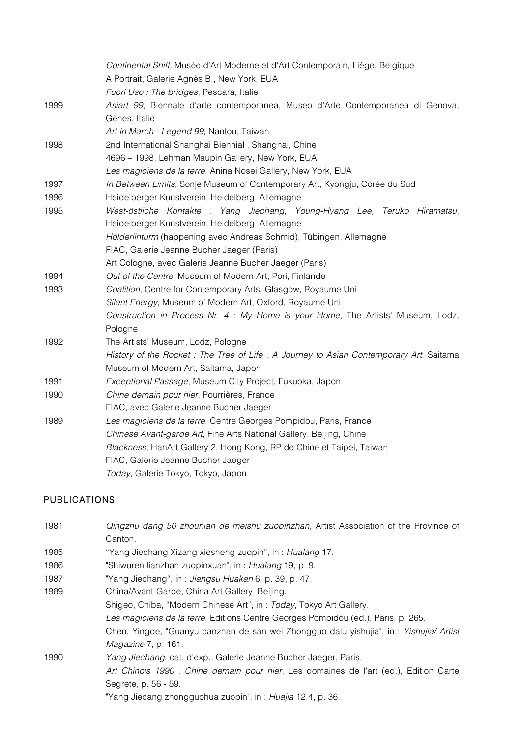| | |
|---|---|
| | *Continental Shift,* Musée d'Art Moderne et d'Art Contemporain, Liège, Belgique |
| | A Portrait, Galerie Agnès B., New York, EUA |
| | *Fuori Uso : The bridges*, Pescara, Italie |
| 1999 | *Asiart 99*, Biennale d'arte contemporanea, Museo d'Arte Contemporanea di Genova, Gènes, Italie |
| | *Art in March - Legend 99*, Nantou, Taiwan |
| 1998 | 2nd International Shanghai Biennial , Shanghai, Chine |
| | 4696 – 1998, Lehman Maupin Gallery, New York, EUA |
| | *Les magiciens de la terre*, Anina Nosei Gallery, New York, EUA |
| 1997 | *In Between Limits*, Sonje Museum of Contemporary Art, Kyongju, Corée du Sud |
| 1996 | Heidelberger Kunstverein, Heidelberg, Allemagne |
| 1995 | *West-östliche Kontakte : Yang Jiechang, Young-Hyang Lee, Teruko Hiramatsu*, Heidelberger Kunstverein, Heidelberg, Allemagne |
| | *Hölderlinturm* (happening avec Andreas Schmid), Tübingen, Allemagne |
| | FIAC, Galerie Jeanne Bucher Jaeger (Paris) |
| | Art Cologne, avec Galerie Jeanne Bucher Jaeger (Paris) |
| 1994 | *Out of the Centre*, Museum of Modern Art, Pori, Finlande |
| 1993 | *Coalition*, Centre for Contemporary Arts, Glasgow, Royaume Uni |
| | *Silent Energy*, Museum of Modern Art, Oxford, Royaume Uni |
| | *Construction in Process Nr. 4 : My Home is your Home*, The Artists' Museum, Lodz, Pologne |
| 1992 | The Artists' Museum, Lodz, Pologne |
| | *History of the Rocket : The Tree of Life : A Journey to Asian Contemporary Art*, Saitama Museum of Modern Art, Saitama, Japon |
| 1991 | *Exceptional Passage*, Museum City Project, Fukuoka, Japon |
| 1990 | *Chine demain pour hier*, Pourrières, France |
| | FIAC, avec Galerie Jeanne Bucher Jaeger |
| 1989 | *Les magiciens de la terre*, Centre Georges Pompidou, Paris, France |
| | *Chinese Avant-garde Art,* Fine Arts National Gallery, Beijing, Chine |
| | *Blackness*, HanArt Gallery 2, Hong Kong, RP de Chine et Taipei, Taiwan |
| | FIAC, Galerie Jeanne Bucher Jaeger |
| | *Today*, Galerie Tokyo, Tokyo, Japon |

## PUBLICATIONS

| | |
|---|---|
| 1981 | *Qingzhu dang 50 zhounian de meishu zuopinzhan*, Artist Association of the Province of Canton. |
| 1985 | "Yang Jiechang Xizang xiesheng zuopin", in : *Hualang* 17. |
| 1986 | "Shiwuren lianzhan zuopinxuan", in : *Hualang* 19, p. 9. |
| 1987 | "Yang Jiechang", in : *Jiangsu Huakan* 6, p. 39, p. 47. |
| 1989 | China/Avant-Garde, China Art Gallery, Beijing. |
| | Shigeo, Chiba, "Modern Chinese Art", in : *Today*, Tokyo Art Gallery. |
| | *Les magiciens de la terre*, Editions Centre Georges Pompidou (ed.), Paris, p. 265. |
| | Chen, Yingde, "Guanyu canzhan de san wei Zhongguo dalu yishujia", in : *Yishujia/ Artist Magazine* 7, p. 161. |
| 1990 | *Yang Jiechang*, cat. d'exp., Galerie Jeanne Bucher Jaeger, Paris. |
| | *Art Chinois 1990 : Chine demain pour hier*, Les domaines de l'art (ed.), Edition Carte Segrete, p. 56 - 59. |
| | "Yang Jiecang zhongguohua zuopin", in : *Huajia* 12.4, p. 36. |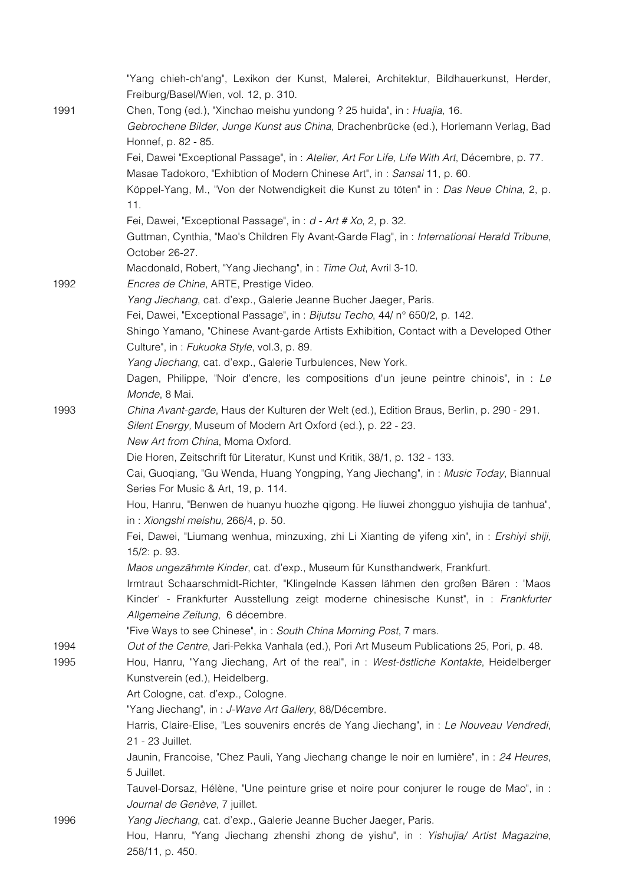"Yang chieh-ch'ang", Lexikon der Kunst, Malerei, Architektur, Bildhauerkunst, Herder, Freiburg/Basel/Wien, vol. 12, p. 310.

**1991**

Chen, Tong (ed.), "Xinchao meishu yundong ? 25 huida", in : *Huajia,* 16.

*Gebrochene Bilder, Junge Kunst aus China,* Drachenbrücke (ed.), Horlemann Verlag, Bad Honnef, p. 82 - 85.

Fei, Dawei "Exceptional Passage", in : *Atelier, Art For Life, Life With Art*, Décembre, p. 77.

Masae Tadokoro, "Exhibtion of Modern Chinese Art", in : *Sansai* 11, p. 60.

Köppel-Yang, M., "Von der Notwendigkeit die Kunst zu töten" in : *Das Neue China*, 2, p. 11.

Fei, Dawei, "Exceptional Passage", in : *d - Art # Xo*, 2, p. 32.

Guttman, Cynthia, "Mao's Children Fly Avant-Garde Flag", in : *International Herald Tribune*, October 26-27.

Macdonald, Robert, "Yang Jiechang", in : *Time Out*, Avril 3-10.

**1992**

*Encres de Chine*, ARTE, Prestige Video.

*Yang Jiechang*, cat. d'exp., Galerie Jeanne Bucher Jaeger, Paris.

Fei, Dawei, "Exceptional Passage", in : *Bijutsu Techo*, 44/ n° 650/2, p. 142.

Shingo Yamano, "Chinese Avant-garde Artists Exhibition, Contact with a Developed Other Culture", in : *Fukuoka Style*, vol.3, p. 89.

*Yang Jiechang*, cat. d'exp., Galerie Turbulences, New York.

Dagen, Philippe, "Noir d'encre, les compositions d'un jeune peintre chinois", in : *Le Monde*, 8 Mai.

**1993**

*China Avant-garde*, Haus der Kulturen der Welt (ed.), Edition Braus, Berlin, p. 290 - 291.

*Silent Energy,* Museum of Modern Art Oxford (ed.), p. 22 - 23.

*New Art from China*, Moma Oxford.

Die Horen, Zeitschrift für Literatur, Kunst und Kritik, 38/1, p. 132 - 133.

Cai, Guoqiang, "Gu Wenda, Huang Yongping, Yang Jiechang", in : *Music Today*, Biannual Series For Music & Art, 19, p. 114.

Hou, Hanru, "Benwen de huanyu huozhe qigong. He liuwei zhongguo yishujia de tanhua", in : *Xiongshi meishu,* 266/4, p. 50.

Fei, Dawei, "Liumang wenhua, minzuxing, zhi Li Xianting de yifeng xin", in : *Ershiyi shiji,* 15/2: p. 93.

*Maos ungezähmte Kinder*, cat. d'exp., Museum für Kunsthandwerk, Frankfurt.

Irmtraut Schaarschmidt-Richter, "Klingelnde Kassen lähmen den großen Bären : 'Maos Kinder' - Frankfurter Ausstellung zeigt moderne chinesische Kunst", in : *Frankfurter Allgemeine Zeitung*, 6 décembre.

"Five Ways to see Chinese", in : *South China Morning Post*, 7 mars.

**1994**

*Out of the Centre*, Jari-Pekka Vanhala (ed.), Pori Art Museum Publications 25, Pori, p. 48.

**1995**

Hou, Hanru, "Yang Jiechang, Art of the real", in : *West-östliche Kontakte*, Heidelberger Kunstverein (ed.), Heidelberg.

Art Cologne, cat. d'exp., Cologne.

"Yang Jiechang", in : *J-Wave Art Gallery*, 88/Décembre.

Harris, Claire-Elise, "Les souvenirs encrés de Yang Jiechang", in : *Le Nouveau Vendredi*, 21 - 23 Juillet.

Jaunin, Francoise, "Chez Pauli, Yang Jiechang change le noir en lumière", in : *24 Heures*, 5 Juillet.

Tauvel-Dorsaz, Hélène, "Une peinture grise et noire pour conjurer le rouge de Mao", in : *Journal de Genève*, 7 juillet.

**1996**

*Yang Jiechang*, cat. d'exp., Galerie Jeanne Bucher Jaeger, Paris.

Hou, Hanru, "Yang Jiechang zhenshi zhong de yishu", in : *Yishujia/ Artist Magazine*, 258/11, p. 450.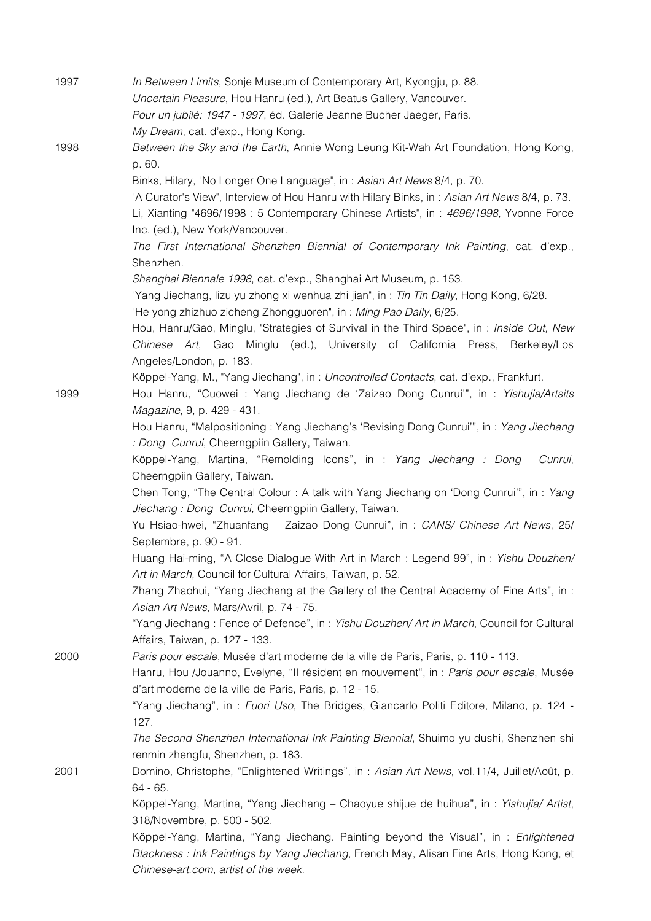1997

*In Between Limits*, Sonje Museum of Contemporary Art, Kyongju, p. 88.

*Uncertain Pleasure*, Hou Hanru (ed.), Art Beatus Gallery, Vancouver.

*Pour un jubilé: 1947 - 1997*, éd. Galerie Jeanne Bucher Jaeger, Paris.

*My Dream*, cat. d'exp., Hong Kong.

1998

*Between the Sky and the Earth*, Annie Wong Leung Kit-Wah Art Foundation, Hong Kong, p. 60.

Binks, Hilary, "No Longer One Language", in : *Asian Art News* 8/4, p. 70.

"A Curator's View", Interview of Hou Hanru with Hilary Binks, in : *Asian Art News* 8/4, p. 73.

Li, Xianting "4696/1998 : 5 Contemporary Chinese Artists", in : *4696/1998,* Yvonne Force Inc. (ed.), New York/Vancouver.

*The First International Shenzhen Biennial of Contemporary Ink Painting*, cat. d'exp., Shenzhen.

*Shanghai Biennale 1998*, cat. d'exp., Shanghai Art Museum, p. 153.

"Yang Jiechang, lizu yu zhong xi wenhua zhi jian", in : *Tin Tin Daily*, Hong Kong, 6/28.

"He yong zhizhuo zicheng Zhongguoren", in : *Ming Pao Daily*, 6/25.

Hou, Hanru/Gao, Minglu, "Strategies of Survival in the Third Space", in : *Inside Out, New Chinese Art*, Gao Minglu (ed.), University of California Press, Berkeley/Los Angeles/London, p. 183.

Köppel-Yang, M., "Yang Jiechang", in : *Uncontrolled Contacts*, cat. d'exp., Frankfurt.

1999

Hou Hanru, "Cuowei : Yang Jiechang de 'Zaizao Dong Cunrui'", in : *Yishujia/Artsits Magazine*, 9, p. 429 - 431.

Hou Hanru, "Malpositioning : Yang Jiechang's 'Revising Dong Cunrui'", in : *Yang Jiechang : Dong Cunrui*, Cheerngpiin Gallery, Taiwan.

Köppel-Yang, Martina, "Remolding Icons", in : *Yang Jiechang : Dong Cunrui*, Cheerngpiin Gallery, Taiwan.

Chen Tong, "The Central Colour : A talk with Yang Jiechang on 'Dong Cunrui'", in : *Yang Jiechang : Dong Cunrui,* Cheerngpiin Gallery, Taiwan.

Yu Hsiao-hwei, "Zhuanfang – Zaizao Dong Cunrui", in : *CANS/ Chinese Art News*, 25/ Septembre, p. 90 - 91.

Huang Hai-ming, "A Close Dialogue With Art in March : Legend 99", in : *Yishu Douzhen/ Art in March*, Council for Cultural Affairs, Taiwan, p. 52.

Zhang Zhaohui, "Yang Jiechang at the Gallery of the Central Academy of Fine Arts", in : *Asian Art News*, Mars/Avril, p. 74 - 75.

"Yang Jiechang : Fence of Defence", in : *Yishu Douzhen/ Art in March*, Council for Cultural Affairs, Taiwan, p. 127 - 133.

2000

*Paris pour escale*, Musée d'art moderne de la ville de Paris, Paris, p. 110 - 113.

Hanru, Hou /Jouanno, Evelyne, "Il résident en mouvement", in : *Paris pour escale*, Musée d'art moderne de la ville de Paris, Paris, p. 12 - 15.

"Yang Jiechang", in : *Fuori Uso*, The Bridges, Giancarlo Politi Editore, Milano, p. 124 - 127.

*The Second Shenzhen International Ink Painting Biennial*, Shuimo yu dushi, Shenzhen shi renmin zhengfu, Shenzhen, p. 183.

2001

Domino, Christophe, "Enlightened Writings", in : *Asian Art News*, vol.11/4, Juillet/Août, p. 64 - 65.

Köppel-Yang, Martina, "Yang Jiechang – Chaoyue shijue de huihua", in : *Yishujia/ Artist*, 318/Novembre, p. 500 - 502.

Köppel-Yang, Martina, "Yang Jiechang. Painting beyond the Visual", in : *Enlightened Blackness : Ink Paintings by Yang Jiechang*, French May, Alisan Fine Arts, Hong Kong, et *Chinese-art.com, artist of the week*.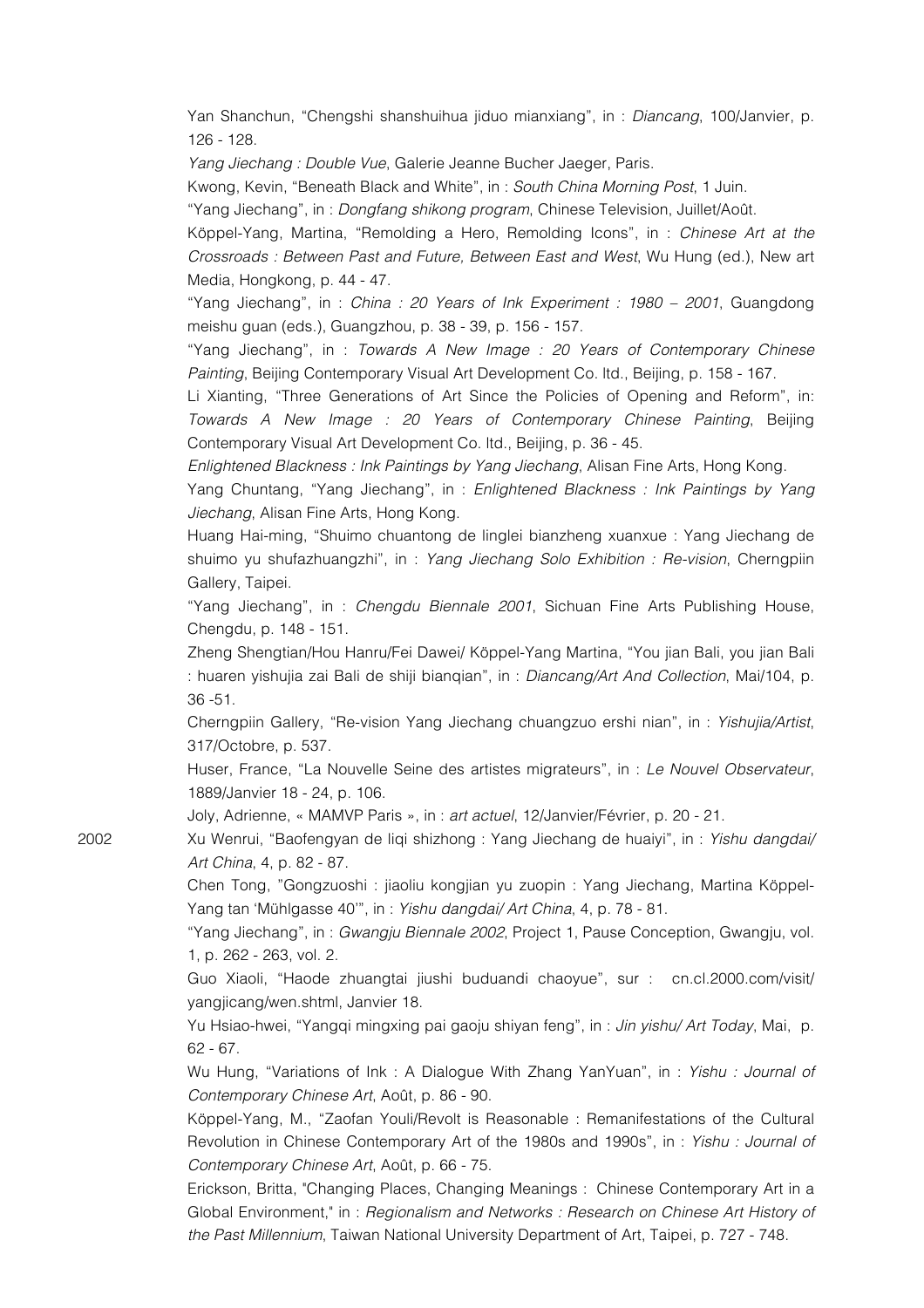Yan Shanchun, "Chengshi shanshuihua jiduo mianxiang", in : *Diancang*, 100/Janvier, p. 126 - 128.

*Yang Jiechang : Double Vue*, Galerie Jeanne Bucher Jaeger, Paris.

Kwong, Kevin, "Beneath Black and White", in : *South China Morning Post*, 1 Juin.

"Yang Jiechang", in : *Dongfang shikong program*, Chinese Television, Juillet/Août.

Köppel-Yang, Martina, "Remolding a Hero, Remolding Icons", in : *Chinese Art at the Crossroads : Between Past and Future, Between East and West*, Wu Hung (ed.), New art Media, Hongkong, p. 44 - 47.

"Yang Jiechang", in : *China : 20 Years of Ink Experiment : 1980 – 2001*, Guangdong meishu guan (eds.), Guangzhou, p. 38 - 39, p. 156 - 157.

"Yang Jiechang", in : *Towards A New Image : 20 Years of Contemporary Chinese Painting*, Beijing Contemporary Visual Art Development Co. ltd., Beijing, p. 158 - 167.

Li Xianting, "Three Generations of Art Since the Policies of Opening and Reform", in: *Towards A New Image : 20 Years of Contemporary Chinese Painting*, Beijing Contemporary Visual Art Development Co. ltd., Beijing, p. 36 - 45.

*Enlightened Blackness : Ink Paintings by Yang Jiechang*, Alisan Fine Arts, Hong Kong.

Yang Chuntang, "Yang Jiechang", in : *Enlightened Blackness : Ink Paintings by Yang Jiechang*, Alisan Fine Arts, Hong Kong.

Huang Hai-ming, "Shuimo chuantong de linglei bianzheng xuanxue : Yang Jiechang de shuimo yu shufazhuangzhi", in : *Yang Jiechang Solo Exhibition : Re-vision*, Cherngpiin Gallery, Taipei.

"Yang Jiechang", in : *Chengdu Biennale 2001*, Sichuan Fine Arts Publishing House, Chengdu, p. 148 - 151.

Zheng Shengtian/Hou Hanru/Fei Dawei/ Köppel-Yang Martina, "You jian Bali, you jian Bali : huaren yishujia zai Bali de shiji bianqian", in : *Diancang/Art And Collection*, Mai/104, p. 36 -51.

Cherngpiin Gallery, "Re-vision Yang Jiechang chuangzuo ershi nian", in : *Yishujia/Artist*, 317/Octobre, p. 537.

Huser, France, "La Nouvelle Seine des artistes migrateurs", in : *Le Nouvel Observateur*, 1889/Janvier 18 - 24, p. 106.

Joly, Adrienne, « MAMVP Paris », in : *art actuel*, 12/Janvier/Février, p. 20 - 21.

2002

Xu Wenrui, "Baofengyan de liqi shizhong : Yang Jiechang de huaiyi", in : *Yishu dangdai/ Art China*, 4, p. 82 - 87.

Chen Tong, "Gongzuoshi : jiaoliu kongjian yu zuopin : Yang Jiechang, Martina Köppel-Yang tan 'Mühlgasse 40'", in : *Yishu dangdai/ Art China*, 4, p. 78 - 81.

"Yang Jiechang", in : *Gwangju Biennale 2002*, Project 1, Pause Conception, Gwangju, vol. 1, p. 262 - 263, vol. 2.

Guo Xiaoli, "Haode zhuangtai jiushi buduandi chaoyue", sur : cn.cl.2000.com/visit/yangjicang/wen.shtml, Janvier 18.

Yu Hsiao-hwei, "Yangqi mingxing pai gaoju shiyan feng", in : *Jin yishu/ Art Today*, Mai, p. 62 - 67.

Wu Hung, "Variations of Ink : A Dialogue With Zhang YanYuan", in : *Yishu : Journal of Contemporary Chinese Art*, Août, p. 86 - 90.

Köppel-Yang, M., "Zaofan Youli/Revolt is Reasonable : Remanifestations of the Cultural Revolution in Chinese Contemporary Art of the 1980s and 1990s", in : *Yishu : Journal of Contemporary Chinese Art*, Août, p. 66 - 75.

Erickson, Britta, "Changing Places, Changing Meanings : Chinese Contemporary Art in a Global Environment," in : *Regionalism and Networks : Research on Chinese Art History of the Past Millennium*, Taiwan National University Department of Art, Taipei, p. 727 - 748.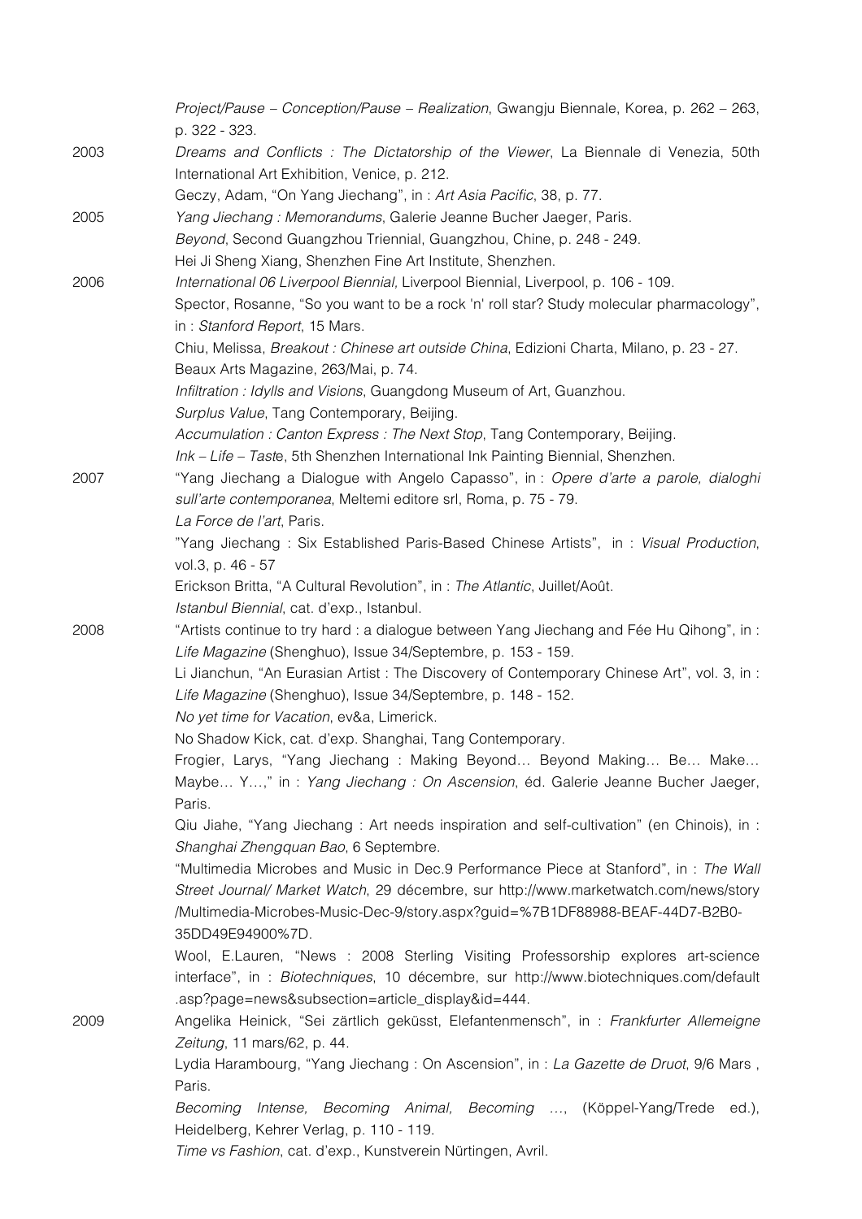*Project/Pause – Conception/Pause – Realization*, Gwangju Biennale, Korea, p. 262 – 263, p. 322 - 323.

2003 *Dreams and Conflicts : The Dictatorship of the Viewer*, La Biennale di Venezia, 50th International Art Exhibition, Venice, p. 212.

Geczy, Adam, "On Yang Jiechang", in : *Art Asia Pacific*, 38, p. 77.

2005 *Yang Jiechang : Memorandums*, Galerie Jeanne Bucher Jaeger, Paris.

*Beyond*, Second Guangzhou Triennial, Guangzhou, Chine, p. 248 - 249.

Hei Ji Sheng Xiang, Shenzhen Fine Art Institute, Shenzhen.

2006 *International 06 Liverpool Biennial,* Liverpool Biennial, Liverpool, p. 106 - 109.

Spector, Rosanne, "So you want to be a rock 'n' roll star? Study molecular pharmacology", in : *Stanford Report*, 15 Mars.

Chiu, Melissa, *Breakout : Chinese art outside China*, Edizioni Charta, Milano, p. 23 - 27.

Beaux Arts Magazine, 263/Mai, p. 74.

*Infiltration : Idylls and Visions*, Guangdong Museum of Art, Guanzhou.

*Surplus Value*, Tang Contemporary, Beijing.

*Accumulation : Canton Express : The Next Stop*, Tang Contemporary, Beijing.

*Ink – Life – Tast*e, 5th Shenzhen International Ink Painting Biennial, Shenzhen.

2007 "Yang Jiechang a Dialogue with Angelo Capasso", in : *Opere d'arte a parole, dialoghi sull'arte contemporanea*, Meltemi editore srl, Roma, p. 75 - 79.

*La Force de l'art*, Paris.

"Yang Jiechang : Six Established Paris-Based Chinese Artists", in : *Visual Production*, vol.3, p. 46 - 57

Erickson Britta, "A Cultural Revolution", in : *The Atlantic*, Juillet/Août.

*Istanbul Biennial*, cat. d'exp., Istanbul.

2008 "Artists continue to try hard : a dialogue between Yang Jiechang and Fée Hu Qihong", in : *Life Magazine* (Shenghuo), Issue 34/Septembre, p. 153 - 159.

Li Jianchun, "An Eurasian Artist : The Discovery of Contemporary Chinese Art", vol. 3, in : *Life Magazine* (Shenghuo), Issue 34/Septembre, p. 148 - 152.

*No yet time for Vacation*, ev&a, Limerick.

No Shadow Kick, cat. d'exp. Shanghai, Tang Contemporary.

Frogier, Larys, "Yang Jiechang : Making Beyond… Beyond Making… Be… Make… Maybe… Y…," in : *Yang Jiechang : On Ascension*, éd. Galerie Jeanne Bucher Jaeger, Paris.

Qiu Jiahe, "Yang Jiechang : Art needs inspiration and self-cultivation" (en Chinois), in : *Shanghai Zhengquan Bao*, 6 Septembre.

"Multimedia Microbes and Music in Dec.9 Performance Piece at Stanford", in : *The Wall Street Journal/ Market Watch*, 29 décembre, sur http://www.marketwatch.com/news/story/Multimedia-Microbes-Music-Dec-9/story.aspx?guid=%7B1DF88988-BEAF-44D7-B2B0-35DD49E94900%7D.

Wool, E.Lauren, "News : 2008 Sterling Visiting Professorship explores art-science interface", in : *Biotechniques*, 10 décembre, sur http://www.biotechniques.com/default.asp?page=news&subsection=article_display&id=444.

2009 Angelika Heinick, "Sei zärtlich geküsst, Elefantenmensch", in : *Frankfurter Allemeigne Zeitung*, 11 mars/62, p. 44.

Lydia Harambourg, "Yang Jiechang : On Ascension", in : *La Gazette de Druot*, 9/6 Mars , Paris.

*Becoming Intense, Becoming Animal, Becoming …*, (Köppel-Yang/Trede ed.), Heidelberg, Kehrer Verlag, p. 110 - 119.

*Time vs Fashion*, cat. d'exp., Kunstverein Nürtingen, Avril.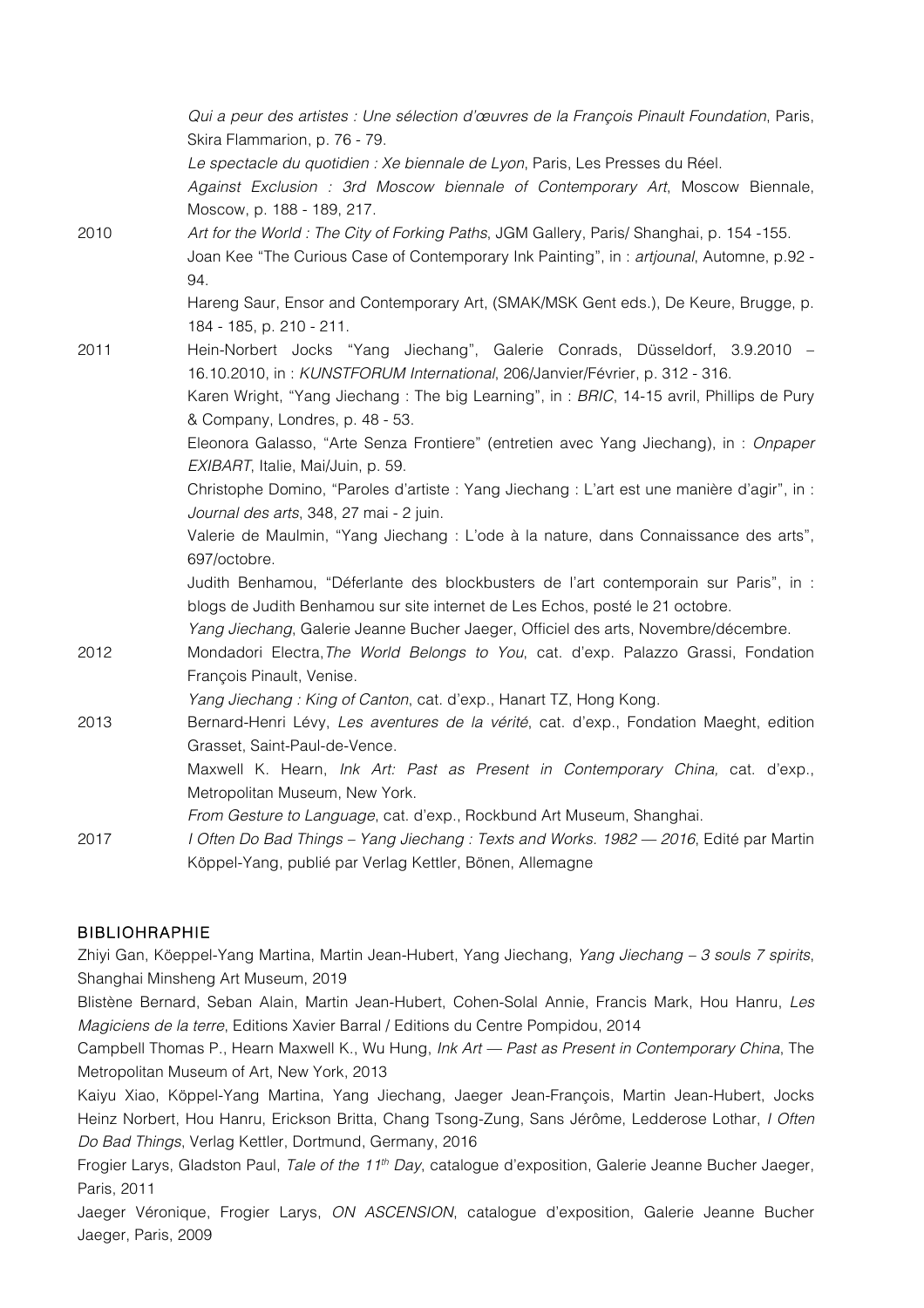| | |
|---|---|
| | *Qui a peur des artistes : Une sélection d'œuvres de la François Pinault Foundation*, Paris, Skira Flammarion, p. 76 - 79. |
| | *Le spectacle du quotidien : Xe biennale de Lyon*, Paris, Les Presses du Réel. |
| | *Against Exclusion : 3rd Moscow biennale of Contemporary Art*, Moscow Biennale, Moscow, p. 188 - 189, 217. |
| 2010 | *Art for the World : The City of Forking Paths*, JGM Gallery, Paris/ Shanghai, p. 154 -155. |
| | Joan Kee "The Curious Case of Contemporary Ink Painting", in : *artjounal*, Automne, p.92 - 94. |
| | Hareng Saur, Ensor and Contemporary Art, (SMAK/MSK Gent eds.), De Keure, Brugge, p. 184 - 185, p. 210 - 211. |
| 2011 | Hein-Norbert Jocks "Yang Jiechang", Galerie Conrads, Düsseldorf, 3.9.2010 – 16.10.2010, in : *KUNSTFORUM International*, 206/Janvier/Février, p. 312 - 316. |
| | Karen Wright, "Yang Jiechang : The big Learning", in : *BRIC*, 14-15 avril, Phillips de Pury & Company, Londres, p. 48 - 53. |
| | Eleonora Galasso, "Arte Senza Frontiere" (entretien avec Yang Jiechang), in : *Onpaper EXIBART*, Italie, Mai/Juin, p. 59. |
| | Christophe Domino, "Paroles d'artiste : Yang Jiechang : L'art est une manière d'agir", in : *Journal des arts*, 348, 27 mai - 2 juin. |
| | Valerie de Maulmin, "Yang Jiechang : L'ode à la nature, dans Connaissance des arts", 697/octobre. |
| | Judith Benhamou, "Déferlante des blockbusters de l'art contemporain sur Paris", in : blogs de Judith Benhamou sur site internet de Les Echos, posté le 21 octobre. |
| | *Yang Jiechang*, Galerie Jeanne Bucher Jaeger, Officiel des arts, Novembre/décembre. |
| 2012 | Mondadori Electra, *The World Belongs to You*, cat. d'exp. Palazzo Grassi, Fondation François Pinault, Venise. |
| | *Yang Jiechang : King of Canton*, cat. d'exp., Hanart TZ, Hong Kong. |
| 2013 | Bernard-Henri Lévy, *Les aventures de la vérité*, cat. d'exp., Fondation Maeght, edition Grasset, Saint-Paul-de-Vence. |
| | Maxwell K. Hearn, *Ink Art: Past as Present in Contemporary China,* cat. d'exp., Metropolitan Museum, New York. |
| | *From Gesture to Language*, cat. d'exp., Rockbund Art Museum, Shanghai. |
| 2017 | *I Often Do Bad Things – Yang Jiechang : Texts and Works. 1982 — 2016*, Edité par Martin Köppel-Yang, publié par Verlag Kettler, Bönen, Allemagne |

## BIBLIOHRAPHIE

Zhiyi Gan, Köeppel-Yang Martina, Martin Jean-Hubert, Yang Jiechang, *Yang Jiechang – 3 souls 7 spirits*, Shanghai Minsheng Art Museum, 2019

Blistène Bernard, Seban Alain, Martin Jean-Hubert, Cohen-Solal Annie, Francis Mark, Hou Hanru, *Les Magiciens de la terre*, Editions Xavier Barral / Editions du Centre Pompidou, 2014

Campbell Thomas P., Hearn Maxwell K., Wu Hung, *Ink Art — Past as Present in Contemporary China*, The Metropolitan Museum of Art, New York, 2013

Kaiyu Xiao, Köppel-Yang Martina, Yang Jiechang, Jaeger Jean-François, Martin Jean-Hubert, Jocks Heinz Norbert, Hou Hanru, Erickson Britta, Chang Tsong-Zung, Sans Jérôme, Ledderose Lothar, *I Often Do Bad Things*, Verlag Kettler, Dortmund, Germany, 2016

Frogier Larys, Gladston Paul, *Tale of the 11th Day*, catalogue d'exposition, Galerie Jeanne Bucher Jaeger, Paris, 2011

Jaeger Véronique, Frogier Larys, *ON ASCENSION*, catalogue d'exposition, Galerie Jeanne Bucher Jaeger, Paris, 2009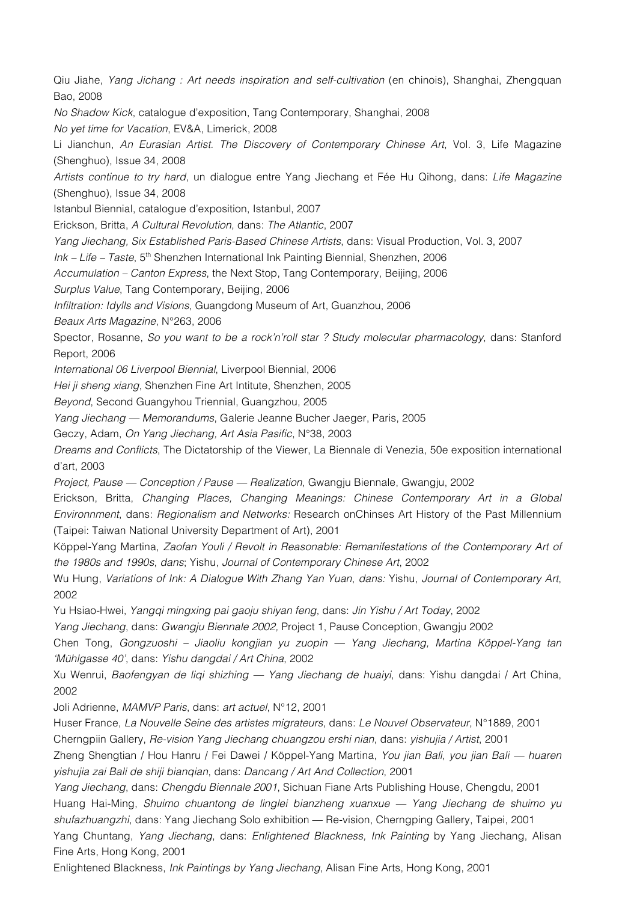Qiu Jiahe, *Yang Jichang : Art needs inspiration and self-cultivation* (en chinois), Shanghai, Zhengquan Bao, 2008

*No Shadow Kick*, catalogue d'exposition, Tang Contemporary, Shanghai, 2008

*No yet time for Vacation*, EV&A, Limerick, 2008

Li Jianchun, *An Eurasian Artist. The Discovery of Contemporary Chinese Art*, Vol. 3, Life Magazine (Shenghuo), Issue 34, 2008

*Artists continue to try hard*, un dialogue entre Yang Jiechang et Fée Hu Qihong, dans: *Life Magazine* (Shenghuo), Issue 34, 2008

Istanbul Biennial, catalogue d'exposition, Istanbul, 2007

Erickson, Britta, *A Cultural Revolution*, dans: *The Atlantic*, 2007

*Yang Jiechang, Six Established Paris-Based Chinese Artists*, dans: Visual Production, Vol. 3, 2007

*Ink – Life – Taste*, 5th Shenzhen International Ink Painting Biennial, Shenzhen, 2006

*Accumulation – Canton Express*, the Next Stop, Tang Contemporary, Beijing, 2006

*Surplus Value*, Tang Contemporary, Beijing, 2006

*Infiltration: Idylls and Visions*, Guangdong Museum of Art, Guanzhou, 2006

*Beaux Arts Magazine*, N°263, 2006

Spector, Rosanne, *So you want to be a rock'n'roll star ? Study molecular pharmacology*, dans: Stanford Report, 2006

*International 06 Liverpool Biennial*, Liverpool Biennial, 2006

*Hei ji sheng xiang*, Shenzhen Fine Art Intitute, Shenzhen, 2005

*Beyond*, Second Guangyhou Triennial, Guangzhou, 2005

*Yang Jiechang — Memorandums*, Galerie Jeanne Bucher Jaeger, Paris, 2005

Geczy, Adam, *On Yang Jiechang, Art Asia Pasific*, N°38, 2003

*Dreams and Conflicts*, The Dictatorship of the Viewer, La Biennale di Venezia, 50e exposition international d'art, 2003

*Project, Pause — Conception / Pause — Realization*, Gwangju Biennale, Gwangju, 2002

Erickson, Britta, *Changing Places, Changing Meanings: Chinese Contemporary Art in a Global Environnment*, dans: *Regionalism and Networks:* Research onChinses Art History of the Past Millennium (Taipei: Taiwan National University Department of Art), 2001

Köppel-Yang Martina, *Zaofan Youli / Revolt in Reasonable: Remanifestations of the Contemporary Art of the 1980s and 1990s*, *dans*; Yishu, *Journal of Contemporary Chinese Art*, 2002

Wu Hung, *Variations of Ink: A Dialogue With Zhang Yan Yuan*, *dans:* Yishu, *Journal of Contemporary Art*, 2002

Yu Hsiao-Hwei, *Yangqi mingxing pai gaoju shiyan feng*, dans: *Jin Yishu / Art Today*, 2002

*Yang Jiechang*, dans: *Gwangju Biennale 2002,* Project 1, Pause Conception, Gwangju 2002

Chen Tong, *Gongzuoshi – Jiaoliu kongjian yu zuopin — Yang Jiechang, Martina Köppel-Yang tan 'Mühlgasse 40'*, dans: *Yishu dangdai / Art China*, 2002

Xu Wenrui, *Baofengyan de liqi shizhing — Yang Jiechang de huaiyi*, dans: Yishu dangdai / Art China, 2002

Joli Adrienne, *MAMVP Paris*, dans: *art actuel*, N°12, 2001

Huser France, *La Nouvelle Seine des artistes migrateurs*, dans: *Le Nouvel Observateur*, N°1889, 2001

Cherngpiin Gallery, *Re-vision Yang Jiechang chuangzou ershi nian*, dans: *yishujia / Artist*, 2001

Zheng Shengtian / Hou Hanru / Fei Dawei / Köppel-Yang Martina, *You jian Bali, you jian Bali — huaren yishujia zai Bali de shiji bianqian*, dans: *Dancang / Art And Collection*, 2001

*Yang Jiechang*, dans: *Chengdu Biennale 2001*, Sichuan Fiane Arts Publishing House, Chengdu, 2001

Huang Hai-Ming, *Shuimo chuantong de linglei bianzheng xuanxue — Yang Jiechang de shuimo yu shufazhuangzhi*, dans: Yang Jiechang Solo exhibition — Re-vision, Cherngping Gallery, Taipei, 2001

Yang Chuntang, *Yang Jiechang*, dans: *Enlightened Blackness, Ink Painting* by Yang Jiechang, Alisan Fine Arts, Hong Kong, 2001

Enlightened Blackness, *Ink Paintings by Yang Jiechang*, Alisan Fine Arts, Hong Kong, 2001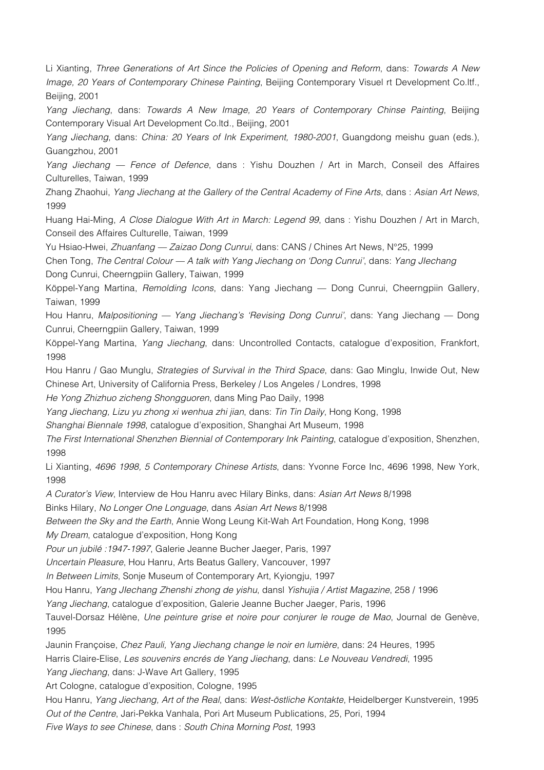Li Xianting, *Three Generations of Art Since the Policies of Opening and Reform*, dans: *Towards A New Image, 20 Years of Contemporary Chinese Painting*, Beijing Contemporary Visuel rt Development Co.ltf., Beijing, 2001

*Yang Jiechang*, dans: *Towards A New Image, 20 Years of Contemporary Chinse Painting*, Beijing Contemporary Visual Art Development Co.ltd., Beijing, 2001

*Yang Jiechang*, dans: *China: 20 Years of Ink Experiment, 1980-2001*, Guangdong meishu guan (eds.), Guangzhou, 2001

*Yang Jiechang — Fence of Defence*, dans : Yishu Douzhen / Art in March, Conseil des Affaires Culturelles, Taiwan, 1999

Zhang Zhaohui, *Yang Jiechang at the Gallery of the Central Academy of Fine Arts*, dans : *Asian Art News*, 1999

Huang Hai-Ming, *A Close Dialogue With Art in March: Legend 99*, dans : Yishu Douzhen / Art in March, Conseil des Affaires Culturelle, Taiwan, 1999

Yu Hsiao-Hwei, *Zhuanfang — Zaizao Dong Cunrui*, dans: CANS / Chines Art News, N°25, 1999

Chen Tong, *The Central Colour — A talk with Yang Jiechang on 'Dong Cunrui'*, dans: *Yang JIechang* Dong Cunrui, Cheerngpiin Gallery, Taiwan, 1999

Köppel-Yang Martina, *Remolding Icons*, dans: Yang Jiechang — Dong Cunrui, Cheerngpiin Gallery, Taiwan, 1999

Hou Hanru, *Malpositioning — Yang Jiechang's 'Revising Dong Cunrui'*, dans: Yang Jiechang — Dong Cunrui, Cheerngpiin Gallery, Taiwan, 1999

Köppel-Yang Martina, *Yang Jiechang*, dans: Uncontrolled Contacts, catalogue d'exposition, Frankfort, 1998

Hou Hanru / Gao Munglu, *Strategies of Survival in the Third Space*, dans: Gao Minglu, Inwide Out, New Chinese Art, University of California Press, Berkeley / Los Angeles / Londres, 1998

*He Yong Zhizhuo zicheng Shongguoren*, dans Ming Pao Daily, 1998

*Yang Jiechang, Lizu yu zhong xi wenhua zhi jian*, dans: *Tin Tin Daily*, Hong Kong, 1998

*Shanghai Biennale 1998*, catalogue d'exposition, Shanghai Art Museum, 1998

*The First International Shenzhen Biennial of Contemporary Ink Painting*, catalogue d'exposition, Shenzhen, 1998

Li Xianting, *4696 1998, 5 Contemporary Chinese Artists*, dans: Yvonne Force Inc, 4696 1998, New York, 1998

*A Curator's View*, Interview de Hou Hanru avec Hilary Binks, dans: *Asian Art News* 8/1998

Binks Hilary, *No Longer One Longuage*, dans *Asian Art News* 8/1998

*Between the Sky and the Earth*, Annie Wong Leung Kit-Wah Art Foundation, Hong Kong, 1998

*My Dream*, catalogue d'exposition, Hong Kong

*Pour un jubilé :1947-1997*, Galerie Jeanne Bucher Jaeger, Paris, 1997

*Uncertain Pleasure*, Hou Hanru, Arts Beatus Gallery, Vancouver, 1997

*In Between Limits*, Sonje Museum of Contemporary Art, Kyiongju, 1997

Hou Hanru, *Yang JIechang Zhenshi zhong de yishu*, dansl *Yishujia / Artist Magazine*, 258 / 1996

*Yang Jiechang*, catalogue d'exposition, Galerie Jeanne Bucher Jaeger, Paris, 1996

Tauvel-Dorsaz Hélène, *Une peinture grise et noire pour conjurer le rouge de Mao*, Journal de Genève, 1995

Jaunin Françoise, *Chez Pauli, Yang Jiechang change le noir en lumière*, dans: 24 Heures, 1995

Harris Claire-Elise, *Les souvenirs encrés de Yang Jiechang*, dans: *Le Nouveau Vendredi*, 1995

*Yang Jiechang*, dans: J-Wave Art Gallery, 1995

Art Cologne, catalogue d'exposition, Cologne, 1995

Hou Hanru, *Yang Jiechang, Art of the Real*, dans: *West-östliche Kontakte*, Heidelberger Kunstverein, 1995

*Out of the Centre*, Jari-Pekka Vanhala, Pori Art Museum Publications, 25, Pori, 1994

*Five Ways to see Chinese*, dans : *South China Morning Post*, 1993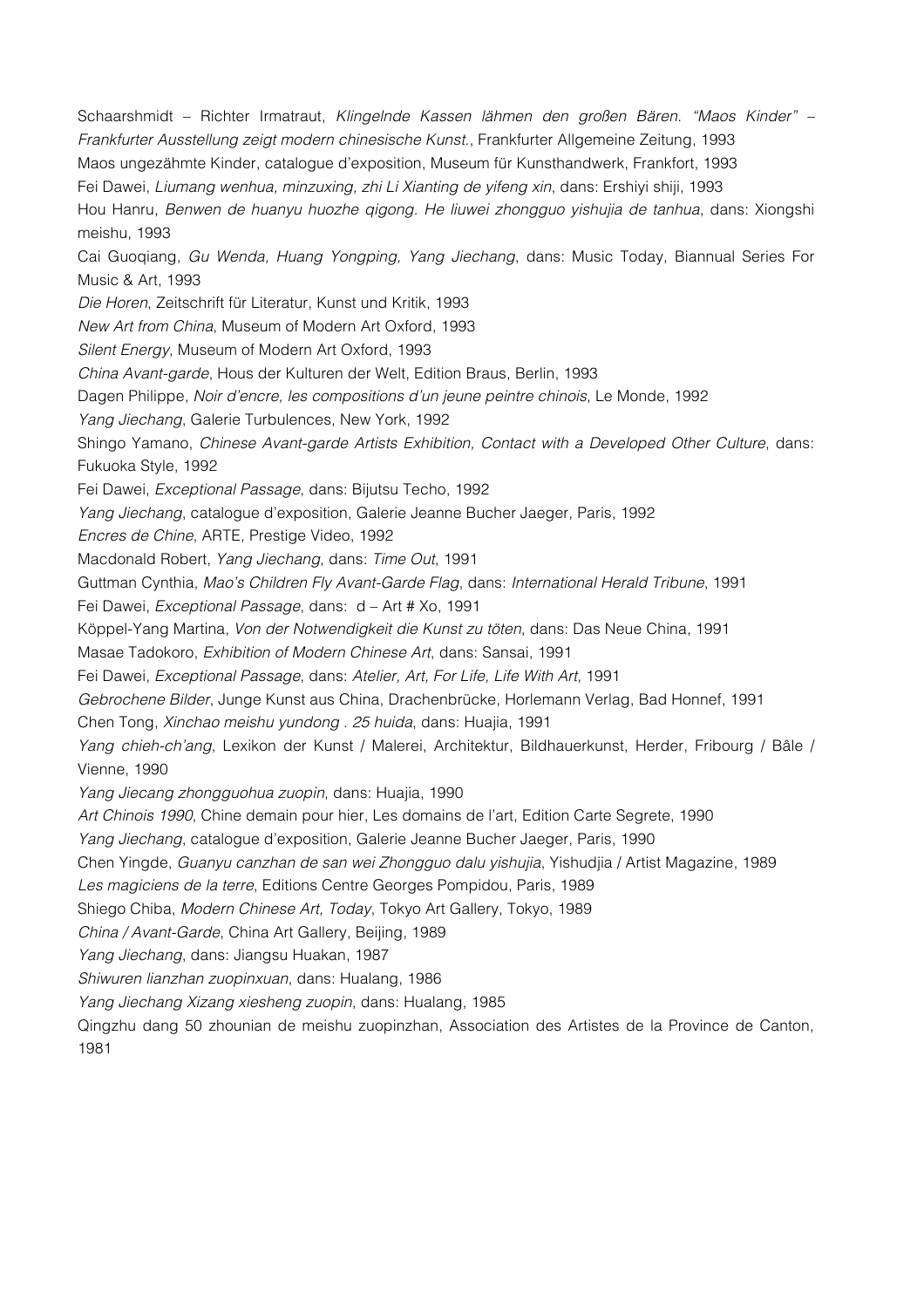Schaarshmidt – Richter Irmatraut, *Klingelnde Kassen lähmen den großen Bären. "Maos Kinder" – Frankfurter Ausstellung zeigt modern chinesische Kunst.*, Frankfurter Allgemeine Zeitung, 1993

Maos ungezähmte Kinder, catalogue d'exposition, Museum für Kunsthandwerk, Frankfort, 1993

Fei Dawei, *Liumang wenhua, minzuxing, zhi Li Xianting de yifeng xin*, dans: Ershiyi shiji, 1993

Hou Hanru, *Benwen de huanyu huozhe qigong. He liuwei zhongguo yishujia de tanhua*, dans: Xiongshi meishu, 1993

Cai Guoqiang, *Gu Wenda, Huang Yongping, Yang Jiechang*, dans: Music Today, Biannual Series For Music & Art, 1993

*Die Horen*, Zeitschrift für Literatur, Kunst und Kritik, 1993

*New Art from China*, Museum of Modern Art Oxford, 1993

*Silent Energy*, Museum of Modern Art Oxford, 1993

*China Avant-garde*, Hous der Kulturen der Welt, Edition Braus, Berlin, 1993

Dagen Philippe, *Noir d'encre, les compositions d'un jeune peintre chinois*, Le Monde, 1992

*Yang Jiechang*, Galerie Turbulences, New York, 1992

Shingo Yamano, *Chinese Avant-garde Artists Exhibition, Contact with a Developed Other Culture*, dans: Fukuoka Style, 1992

Fei Dawei, *Exceptional Passage*, dans: Bijutsu Techo, 1992

*Yang Jiechang*, catalogue d'exposition, Galerie Jeanne Bucher Jaeger, Paris, 1992

*Encres de Chine*, ARTE, Prestige Video, 1992

Macdonald Robert, *Yang Jiechang*, dans: *Time Out*, 1991

Guttman Cynthia, *Mao's Children Fly Avant-Garde Flag*, dans: *International Herald Tribune*, 1991

Fei Dawei, *Exceptional Passage*, dans: d – Art # Xo, 1991

Köppel-Yang Martina, *Von der Notwendigkeit die Kunst zu töten*, dans: Das Neue China, 1991

Masae Tadokoro, *Exhibition of Modern Chinese Art*, dans: Sansai, 1991

Fei Dawei, *Exceptional Passage*, dans: *Atelier, Art, For Life, Life With Art*, 1991

*Gebrochene Bilder*, Junge Kunst aus China, Drachenbrücke, Horlemann Verlag, Bad Honnef, 1991

Chen Tong, *Xinchao meishu yundong . 25 huida*, dans: Huajia, 1991

*Yang chieh-ch'ang*, Lexikon der Kunst / Malerei, Architektur, Bildhauerkunst, Herder, Fribourg / Bâle / Vienne, 1990

*Yang Jiecang zhongguohua zuopin*, dans: Huajia, 1990

*Art Chinois 1990*, Chine demain pour hier, Les domains de l'art, Edition Carte Segrete, 1990

*Yang Jiechang*, catalogue d'exposition, Galerie Jeanne Bucher Jaeger, Paris, 1990

Chen Yingde, *Guanyu canzhan de san wei Zhongguo dalu yishujia*, Yishudjia / Artist Magazine, 1989

*Les magiciens de la terre*, Editions Centre Georges Pompidou, Paris, 1989

Shiego Chiba, *Modern Chinese Art, Today*, Tokyo Art Gallery, Tokyo, 1989

*China / Avant-Garde*, China Art Gallery, Beijing, 1989

*Yang Jiechang*, dans: Jiangsu Huakan, 1987

*Shiwuren lianzhan zuopinxuan*, dans: Hualang, 1986

*Yang Jiechang Xizang xiesheng zuopin*, dans: Hualang, 1985

Qingzhu dang 50 zhounian de meishu zuopinzhan, Association des Artistes de la Province de Canton, 1981